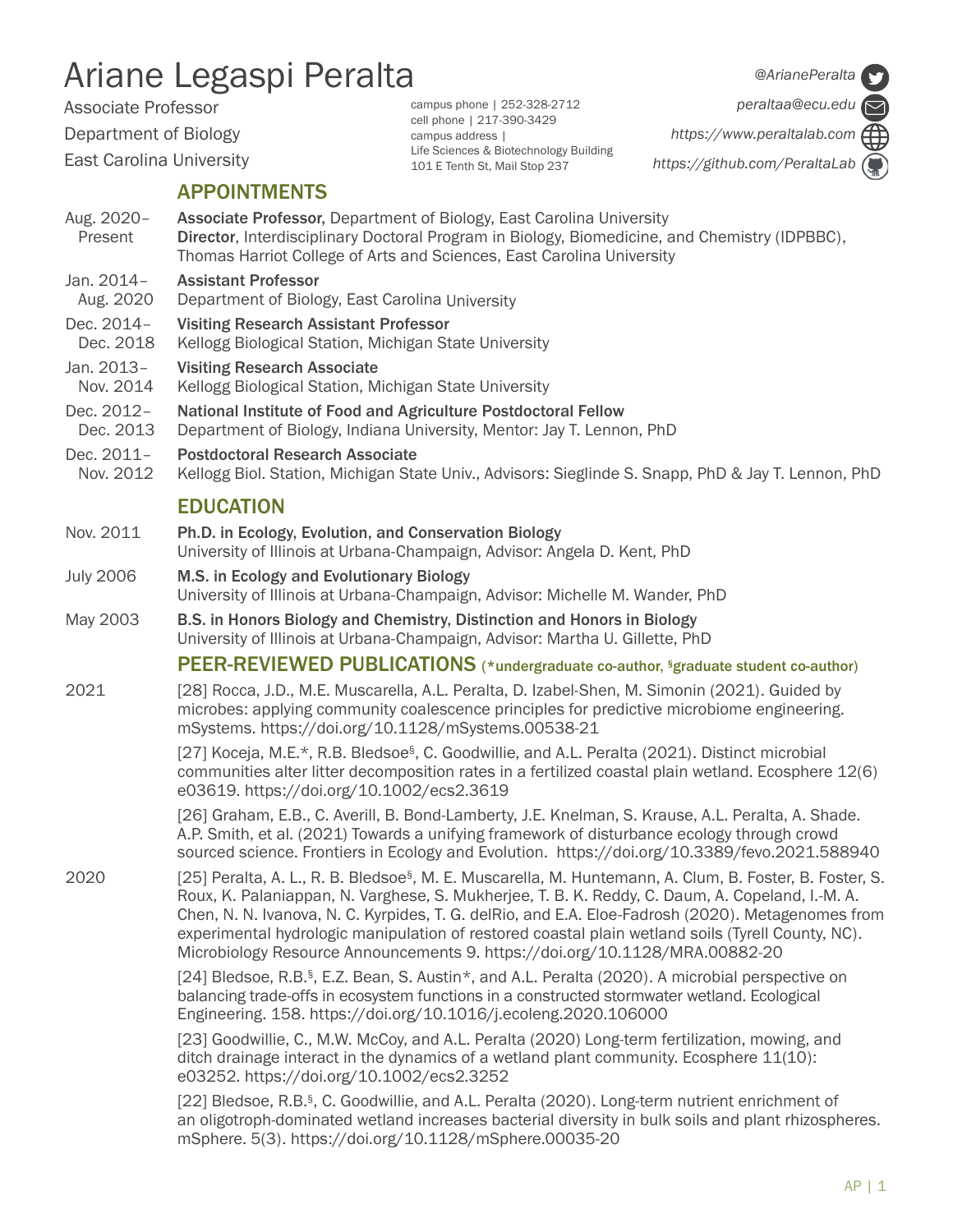# Ariane Legaspi Peralta

Associate Professor
Department of Biology
East Carolina University

campus phone | 252-328-2712
cell phone | 217-390-3429
campus address |
Life Sciences & Biotechnology Building
101 E Tenth St, Mail Stop 237

@ArianePeralta
peraltaa@ecu.edu
https://www.peraltalab.com
https://github.com/PeraltaLab

## APPOINTMENTS

Aug. 2020–Present
**Associate Professor,** Department of Biology, East Carolina University
**Director**, Interdisciplinary Doctoral Program in Biology, Biomedicine, and Chemistry (IDPBBC), Thomas Harriot College of Arts and Sciences, East Carolina University

Jan. 2014–Aug. 2020
**Assistant Professor**
Department of Biology, East Carolina University

Dec. 2014–Dec. 2018
**Visiting Research Assistant Professor**
Kellogg Biological Station, Michigan State University

Jan. 2013–Nov. 2014
**Visiting Research Associate**
Kellogg Biological Station, Michigan State University

Dec. 2012–Dec. 2013
**National Institute of Food and Agriculture Postdoctoral Fellow**
Department of Biology, Indiana University, Mentor: Jay T. Lennon, PhD

Dec. 2011–Nov. 2012
**Postdoctoral Research Associate**
Kellogg Biol. Station, Michigan State Univ., Advisors: Sieglinde S. Snapp, PhD & Jay T. Lennon, PhD

## EDUCATION

Nov. 2011
**Ph.D. in Ecology, Evolution, and Conservation Biology**
University of Illinois at Urbana-Champaign, Advisor: Angela D. Kent, PhD

July 2006
**M.S. in Ecology and Evolutionary Biology**
University of Illinois at Urbana-Champaign, Advisor: Michelle M. Wander, PhD

May 2003
**B.S. in Honors Biology and Chemistry, Distinction and Honors in Biology**
University of Illinois at Urbana-Champaign, Advisor: Martha U. Gillette, PhD

## PEER-REVIEWED PUBLICATIONS (*undergraduate co-author, §graduate student co-author)

**2021**

[28] Rocca, J.D., M.E. Muscarella, A.L. Peralta, D. Izabel-Shen, M. Simonin (2021). Guided by microbes: applying community coalescence principles for predictive microbiome engineering. mSystems. https://doi.org/10.1128/mSystems.00538-21

[27] Koceja, M.E.*, R.B. Bledsoe§, C. Goodwillie, and A.L. Peralta (2021). Distinct microbial communities alter litter decomposition rates in a fertilized coastal plain wetland. Ecosphere 12(6) e03619. https://doi.org/10.1002/ecs2.3619

[26] Graham, E.B., C. Averill, B. Bond-Lamberty, J.E. Knelman, S. Krause, A.L. Peralta, A. Shade. A.P. Smith, et al. (2021) Towards a unifying framework of disturbance ecology through crowd sourced science. Frontiers in Ecology and Evolution. https://doi.org/10.3389/fevo.2021.588940

**2020**

[25] Peralta, A. L., R. B. Bledsoe§, M. E. Muscarella, M. Huntemann, A. Clum, B. Foster, B. Foster, S. Roux, K. Palaniappan, N. Varghese, S. Mukherjee, T. B. K. Reddy, C. Daum, A. Copeland, I.-M. A. Chen, N. N. Ivanova, N. C. Kyrpides, T. G. delRio, and E.A. Eloe-Fadrosh (2020). Metagenomes from experimental hydrologic manipulation of restored coastal plain wetland soils (Tyrell County, NC). Microbiology Resource Announcements 9. https://doi.org/10.1128/MRA.00882-20

[24] Bledsoe, R.B.§, E.Z. Bean, S. Austin*, and A.L. Peralta (2020). A microbial perspective on balancing trade-offs in ecosystem functions in a constructed stormwater wetland. Ecological Engineering. 158. https://doi.org/10.1016/j.ecoleng.2020.106000

[23] Goodwillie, C., M.W. McCoy, and A.L. Peralta (2020) Long-term fertilization, mowing, and ditch drainage interact in the dynamics of a wetland plant community. Ecosphere 11(10): e03252. https://doi.org/10.1002/ecs2.3252

[22] Bledsoe, R.B.§, C. Goodwillie, and A.L. Peralta (2020). Long-term nutrient enrichment of an oligotroph-dominated wetland increases bacterial diversity in bulk soils and plant rhizospheres. mSphere. 5(3). https://doi.org/10.1128/mSphere.00035-20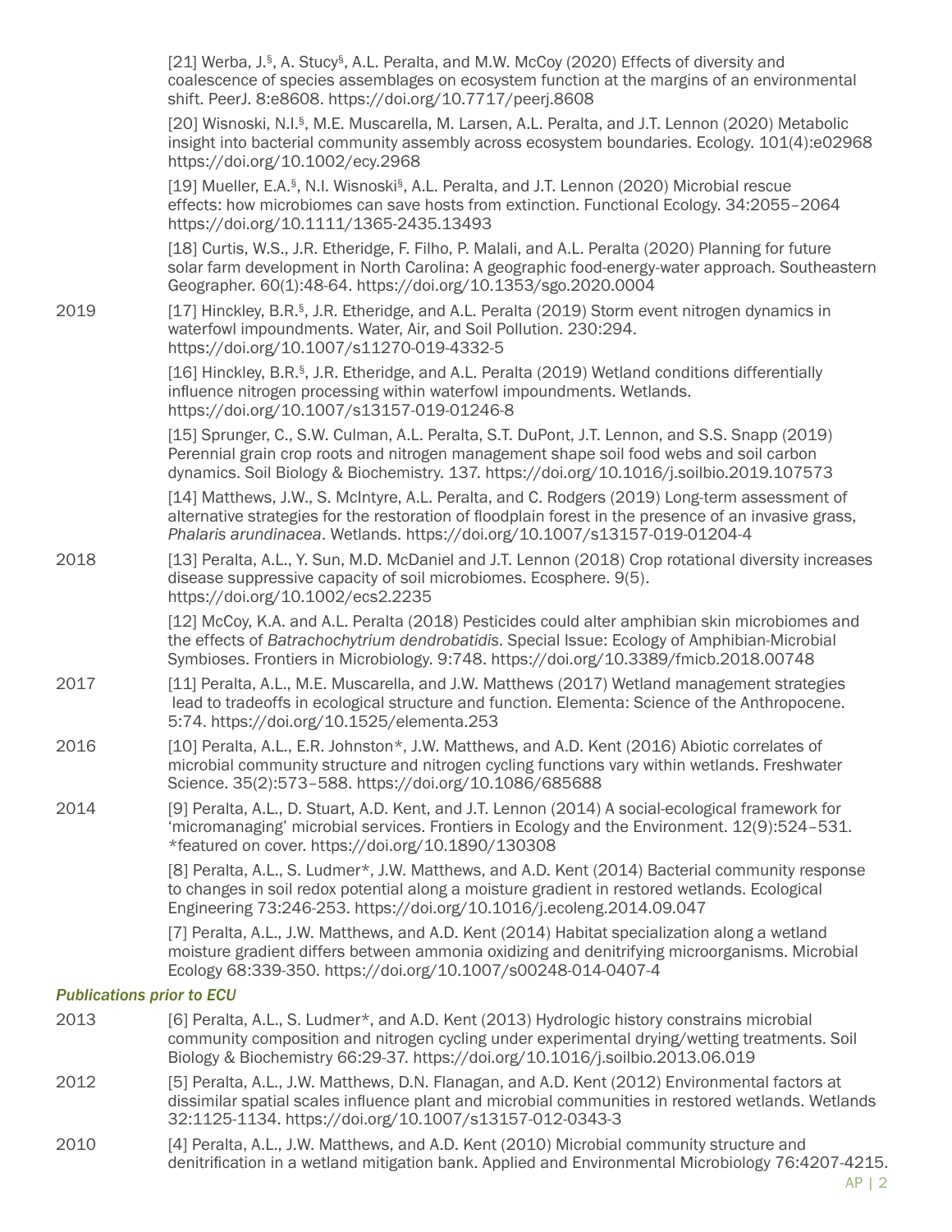[21] Werba, J.[§], A. Stucy[§], A.L. Peralta, and M.W. McCoy (2020) Effects of diversity and coalescence of species assemblages on ecosystem function at the margins of an environmental shift. PeerJ. 8:e8608. https://doi.org/10.7717/peerj.8608

[20] Wisnoski, N.I.[§], M.E. Muscarella, M. Larsen, A.L. Peralta, and J.T. Lennon (2020) Metabolic insight into bacterial community assembly across ecosystem boundaries. Ecology. 101(4):e02968 https://doi.org/10.1002/ecy.2968

[19] Mueller, E.A.[§], N.I. Wisnoski[§], A.L. Peralta, and J.T. Lennon (2020) Microbial rescue effects: how microbiomes can save hosts from extinction. Functional Ecology. 34:2055–2064 https://doi.org/10.1111/1365-2435.13493

[18] Curtis, W.S., J.R. Etheridge, F. Filho, P. Malali, and A.L. Peralta (2020) Planning for future solar farm development in North Carolina: A geographic food-energy-water approach. Southeastern Geographer. 60(1):48-64. https://doi.org/10.1353/sgo.2020.0004

2019

[17] Hinckley, B.R.[§], J.R. Etheridge, and A.L. Peralta (2019) Storm event nitrogen dynamics in waterfowl impoundments. Water, Air, and Soil Pollution. 230:294. https://doi.org/10.1007/s11270-019-4332-5

[16] Hinckley, B.R.[§], J.R. Etheridge, and A.L. Peralta (2019) Wetland conditions differentially influence nitrogen processing within waterfowl impoundments. Wetlands. https://doi.org/10.1007/s13157-019-01246-8

[15] Sprunger, C., S.W. Culman, A.L. Peralta, S.T. DuPont, J.T. Lennon, and S.S. Snapp (2019) Perennial grain crop roots and nitrogen management shape soil food webs and soil carbon dynamics. Soil Biology & Biochemistry. 137. https://doi.org/10.1016/j.soilbio.2019.107573

[14] Matthews, J.W., S. McIntyre, A.L. Peralta, and C. Rodgers (2019) Long-term assessment of alternative strategies for the restoration of floodplain forest in the presence of an invasive grass, *Phalaris arundinacea*. Wetlands. https://doi.org/10.1007/s13157-019-01204-4

2018

[13] Peralta, A.L., Y. Sun, M.D. McDaniel and J.T. Lennon (2018) Crop rotational diversity increases disease suppressive capacity of soil microbiomes. Ecosphere. 9(5). https://doi.org/10.1002/ecs2.2235

[12] McCoy, K.A. and A.L. Peralta (2018) Pesticides could alter amphibian skin microbiomes and the effects of *Batrachochytrium dendrobatidis*. Special Issue: Ecology of Amphibian-Microbial Symbioses. Frontiers in Microbiology. 9:748. https://doi.org/10.3389/fmicb.2018.00748

2017

[11] Peralta, A.L., M.E. Muscarella, and J.W. Matthews (2017) Wetland management strategies lead to tradeoffs in ecological structure and function. Elementa: Science of the Anthropocene. 5:74. https://doi.org/10.1525/elementa.253

2016

[10] Peralta, A.L., E.R. Johnston*, J.W. Matthews, and A.D. Kent (2016) Abiotic correlates of microbial community structure and nitrogen cycling functions vary within wetlands. Freshwater Science. 35(2):573–588. https://doi.org/10.1086/685688

2014

[9] Peralta, A.L., D. Stuart, A.D. Kent, and J.T. Lennon (2014) A social-ecological framework for 'micromanaging' microbial services. Frontiers in Ecology and the Environment. 12(9):524–531. *featured on cover. https://doi.org/10.1890/130308

[8] Peralta, A.L., S. Ludmer*, J.W. Matthews, and A.D. Kent (2014) Bacterial community response to changes in soil redox potential along a moisture gradient in restored wetlands. Ecological Engineering 73:246-253. https://doi.org/10.1016/j.ecoleng.2014.09.047

[7] Peralta, A.L., J.W. Matthews, and A.D. Kent (2014) Habitat specialization along a wetland moisture gradient differs between ammonia oxidizing and denitrifying microorganisms. Microbial Ecology 68:339-350. https://doi.org/10.1007/s00248-014-0407-4

### *Publications prior to ECU*

2013

[6] Peralta, A.L., S. Ludmer*, and A.D. Kent (2013) Hydrologic history constrains microbial community composition and nitrogen cycling under experimental drying/wetting treatments. Soil Biology & Biochemistry 66:29-37. https://doi.org/10.1016/j.soilbio.2013.06.019

2012

[5] Peralta, A.L., J.W. Matthews, D.N. Flanagan, and A.D. Kent (2012) Environmental factors at dissimilar spatial scales influence plant and microbial communities in restored wetlands. Wetlands 32:1125-1134. https://doi.org/10.1007/s13157-012-0343-3

2010

[4] Peralta, A.L., J.W. Matthews, and A.D. Kent (2010) Microbial community structure and denitrification in a wetland mitigation bank. Applied and Environmental Microbiology 76:4207-4215.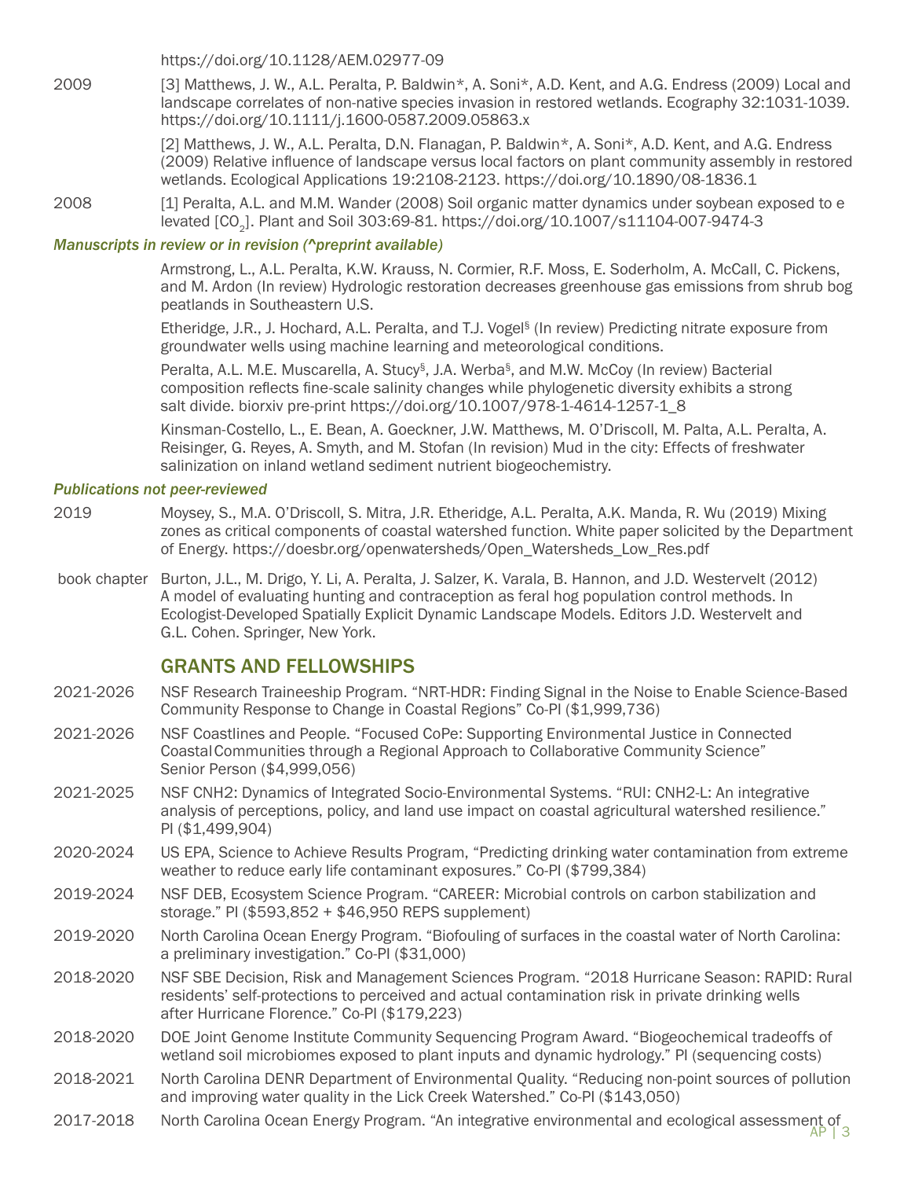https://doi.org/10.1128/AEM.02977-09

2009 [3] Matthews, J. W., A.L. Peralta, P. Baldwin*, A. Soni*, A.D. Kent, and A.G. Endress (2009) Local and landscape correlates of non-native species invasion in restored wetlands. Ecography 32:1031-1039. https://doi.org/10.1111/j.1600-0587.2009.05863.x

[2] Matthews, J. W., A.L. Peralta, D.N. Flanagan, P. Baldwin*, A. Soni*, A.D. Kent, and A.G. Endress (2009) Relative influence of landscape versus local factors on plant community assembly in restored wetlands. Ecological Applications 19:2108-2123. https://doi.org/10.1890/08-1836.1

2008 [1] Peralta, A.L. and M.M. Wander (2008) Soil organic matter dynamics under soybean exposed to e levated [$CO_2$]. Plant and Soil 303:69-81. https://doi.org/10.1007/s11104-007-9474-3

*Manuscripts in review or in revision (^preprint available)*

Armstrong, L., A.L. Peralta, K.W. Krauss, N. Cormier, R.F. Moss, E. Soderholm, A. McCall, C. Pickens, and M. Ardon (In review) Hydrologic restoration decreases greenhouse gas emissions from shrub bog peatlands in Southeastern U.S.

Etheridge, J.R., J. Hochard, A.L. Peralta, and T.J. Vogel[§] (In review) Predicting nitrate exposure from groundwater wells using machine learning and meteorological conditions.

Peralta, A.L. M.E. Muscarella, A. Stucy[§], J.A. Werba[§], and M.W. McCoy (In review) Bacterial composition reflects fine-scale salinity changes while phylogenetic diversity exhibits a strong salt divide. biorxiv pre-print https://doi.org/10.1007/978-1-4614-1257-1_8

Kinsman-Costello, L., E. Bean, A. Goeckner, J.W. Matthews, M. O'Driscoll, M. Palta, A.L. Peralta, A. Reisinger, G. Reyes, A. Smyth, and M. Stofan (In revision) Mud in the city: Effects of freshwater salinization on inland wetland sediment nutrient biogeochemistry.

*Publications not peer-reviewed*

2019 Moysey, S., M.A. O'Driscoll, S. Mitra, J.R. Etheridge, A.L. Peralta, A.K. Manda, R. Wu (2019) Mixing zones as critical components of coastal watershed function. White paper solicited by the Department of Energy. https://doesbr.org/openwatersheds/Open_Watersheds_Low_Res.pdf

book chapter Burton, J.L., M. Drigo, Y. Li, A. Peralta, J. Salzer, K. Varala, B. Hannon, and J.D. Westervelt (2012) A model of evaluating hunting and contraception as feral hog population control methods. In Ecologist-Developed Spatially Explicit Dynamic Landscape Models. Editors J.D. Westervelt and G.L. Cohen. Springer, New York.

## GRANTS AND FELLOWSHIPS

2021-2026 NSF Research Traineeship Program. "NRT-HDR: Finding Signal in the Noise to Enable Science-Based Community Response to Change in Coastal Regions" Co-PI ($1,999,736)

2021-2026 NSF Coastlines and People. "Focused CoPe: Supporting Environmental Justice in Connected Coastal Communities through a Regional Approach to Collaborative Community Science" Senior Person ($4,999,056)

2021-2025 NSF CNH2: Dynamics of Integrated Socio-Environmental Systems. "RUI: CNH2-L: An integrative analysis of perceptions, policy, and land use impact on coastal agricultural watershed resilience." PI ($1,499,904)

2020-2024 US EPA, Science to Achieve Results Program, "Predicting drinking water contamination from extreme weather to reduce early life contaminant exposures." Co-PI ($799,384)

2019-2024 NSF DEB, Ecosystem Science Program. "CAREER: Microbial controls on carbon stabilization and storage." PI ($593,852 + $46,950 REPS supplement)

2019-2020 North Carolina Ocean Energy Program. "Biofouling of surfaces in the coastal water of North Carolina: a preliminary investigation." Co-PI ($31,000)

2018-2020 NSF SBE Decision, Risk and Management Sciences Program. "2018 Hurricane Season: RAPID: Rural residents' self-protections to perceived and actual contamination risk in private drinking wells after Hurricane Florence." Co-PI ($179,223)

2018-2020 DOE Joint Genome Institute Community Sequencing Program Award. "Biogeochemical tradeoffs of wetland soil microbiomes exposed to plant inputs and dynamic hydrology." PI (sequencing costs)

2018-2021 North Carolina DENR Department of Environmental Quality. "Reducing non-point sources of pollution and improving water quality in the Lick Creek Watershed." Co-PI ($143,050)

2017-2018 North Carolina Ocean Energy Program. "An integrative environmental and ecological assessment of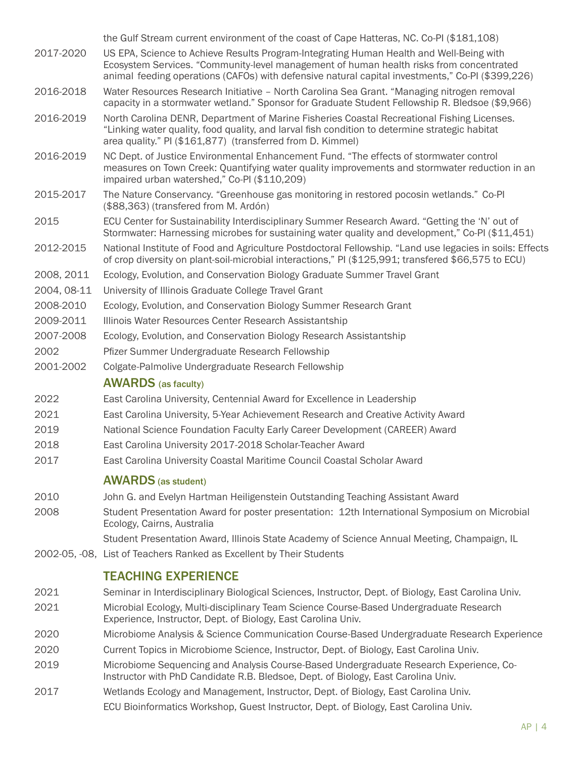the Gulf Stream current environment of the coast of Cape Hatteras, NC. Co-PI ($181,108)

2017-2020 US EPA, Science to Achieve Results Program-Integrating Human Health and Well-Being with Ecosystem Services. "Community-level management of human health risks from concentrated animal feeding operations (CAFOs) with defensive natural capital investments," Co-PI ($399,226)

2016-2018 Water Resources Research Initiative – North Carolina Sea Grant. "Managing nitrogen removal capacity in a stormwater wetland." Sponsor for Graduate Student Fellowship R. Bledsoe ($9,966)

2016-2019 North Carolina DENR, Department of Marine Fisheries Coastal Recreational Fishing Licenses. "Linking water quality, food quality, and larval fish condition to determine strategic habitat area quality." PI ($161,877) (transferred from D. Kimmel)

2016-2019 NC Dept. of Justice Environmental Enhancement Fund. "The effects of stormwater control measures on Town Creek: Quantifying water quality improvements and stormwater reduction in an impaired urban watershed," Co-PI ($110,209)

2015-2017 The Nature Conservancy. "Greenhouse gas monitoring in restored pocosin wetlands." Co-PI ($88,363) (transfered from M. Ardón)

2015 ECU Center for Sustainability Interdisciplinary Summer Research Award. "Getting the 'N' out of Stormwater: Harnessing microbes for sustaining water quality and development," Co-PI ($11,451)

2012-2015 National Institute of Food and Agriculture Postdoctoral Fellowship. "Land use legacies in soils: Effects of crop diversity on plant-soil-microbial interactions," PI ($125,991; transfered $66,575 to ECU)

2008, 2011 Ecology, Evolution, and Conservation Biology Graduate Summer Travel Grant

2004, 08-11 University of Illinois Graduate College Travel Grant

2008-2010 Ecology, Evolution, and Conservation Biology Summer Research Grant

2009-2011 Illinois Water Resources Center Research Assistantship

2007-2008 Ecology, Evolution, and Conservation Biology Research Assistantship

2002 Pfizer Summer Undergraduate Research Fellowship

2001-2002 Colgate-Palmolive Undergraduate Research Fellowship

## AWARDS (as faculty)

2022 East Carolina University, Centennial Award for Excellence in Leadership

2021 East Carolina University, 5-Year Achievement Research and Creative Activity Award

2019 National Science Foundation Faculty Early Career Development (CAREER) Award

2018 East Carolina University 2017-2018 Scholar-Teacher Award

2017 East Carolina University Coastal Maritime Council Coastal Scholar Award

## AWARDS (as student)

2010 John G. and Evelyn Hartman Heiligenstein Outstanding Teaching Assistant Award

2008 Student Presentation Award for poster presentation: 12th International Symposium on Microbial Ecology, Cairns, Australia

Student Presentation Award, Illinois State Academy of Science Annual Meeting, Champaign, IL

2002-05, -08, List of Teachers Ranked as Excellent by Their Students

## TEACHING EXPERIENCE

2021 Seminar in Interdisciplinary Biological Sciences, Instructor, Dept. of Biology, East Carolina Univ.

2021 Microbial Ecology, Multi-disciplinary Team Science Course-Based Undergraduate Research Experience, Instructor, Dept. of Biology, East Carolina Univ.

2020 Microbiome Analysis & Science Communication Course-Based Undergraduate Research Experience

2020 Current Topics in Microbiome Science, Instructor, Dept. of Biology, East Carolina Univ.

2019 Microbiome Sequencing and Analysis Course-Based Undergraduate Research Experience, Co-Instructor with PhD Candidate R.B. Bledsoe, Dept. of Biology, East Carolina Univ.

2017 Wetlands Ecology and Management, Instructor, Dept. of Biology, East Carolina Univ.

ECU Bioinformatics Workshop, Guest Instructor, Dept. of Biology, East Carolina Univ.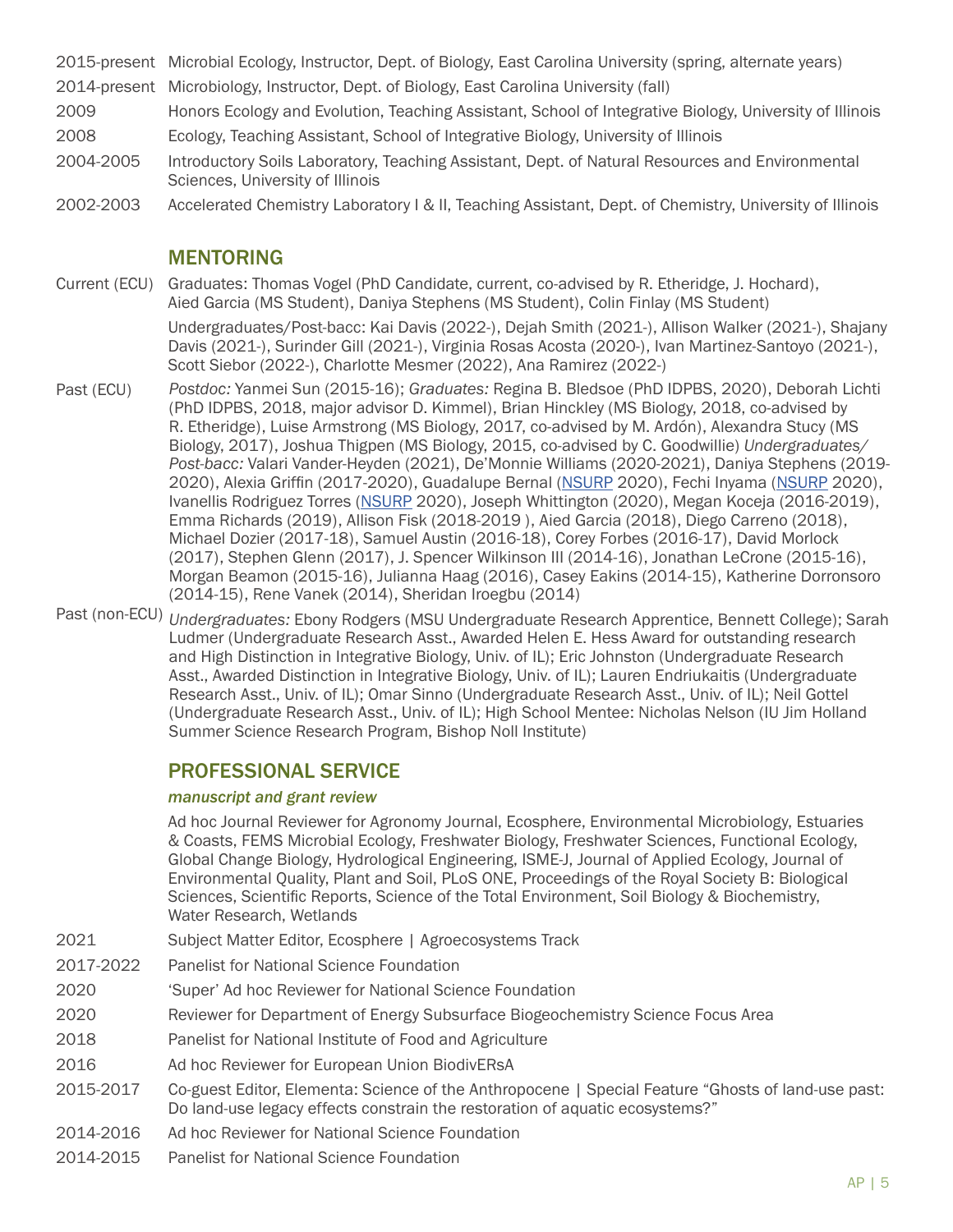2015-present Microbial Ecology, Instructor, Dept. of Biology, East Carolina University (spring, alternate years)

2014-present Microbiology, Instructor, Dept. of Biology, East Carolina University (fall)

2009 Honors Ecology and Evolution, Teaching Assistant, School of Integrative Biology, University of Illinois

2008 Ecology, Teaching Assistant, School of Integrative Biology, University of Illinois

2004-2005 Introductory Soils Laboratory, Teaching Assistant, Dept. of Natural Resources and Environmental Sciences, University of Illinois

2002-2003 Accelerated Chemistry Laboratory I & II, Teaching Assistant, Dept. of Chemistry, University of Illinois

## MENTORING

Current (ECU) Graduates: Thomas Vogel (PhD Candidate, current, co-advised by R. Etheridge, J. Hochard), Aied Garcia (MS Student), Daniya Stephens (MS Student), Colin Finlay (MS Student)

Undergraduates/Post-bacc: Kai Davis (2022-), Dejah Smith (2021-), Allison Walker (2021-), Shajany Davis (2021-), Surinder Gill (2021-), Virginia Rosas Acosta (2020-), Ivan Martinez-Santoyo (2021-), Scott Siebor (2022-), Charlotte Mesmer (2022), Ana Ramirez (2022-)

Past (ECU) *Postdoc:* Yanmei Sun (2015-16); *Graduates:* Regina B. Bledsoe (PhD IDPBS, 2020), Deborah Lichti (PhD IDPBS, 2018, major advisor D. Kimmel), Brian Hinckley (MS Biology, 2018, co-advised by R. Etheridge), Luise Armstrong (MS Biology, 2017, co-advised by M. Ardón), Alexandra Stucy (MS Biology, 2017), Joshua Thigpen (MS Biology, 2015, co-advised by C. Goodwillie) *Undergraduates/Post-bacc:* Valari Vander-Heyden (2021), De'Monnie Williams (2020-2021), Daniya Stephens (2019-2020), Alexia Griffin (2017-2020), Guadalupe Bernal (NSURP 2020), Fechi Inyama (NSURP 2020), Ivanellis Rodriguez Torres (NSURP 2020), Joseph Whittington (2020), Megan Koceja (2016-2019), Emma Richards (2019), Allison Fisk (2018-2019 ), Aied Garcia (2018), Diego Carreno (2018), Michael Dozier (2017-18), Samuel Austin (2016-18), Corey Forbes (2016-17), David Morlock (2017), Stephen Glenn (2017), J. Spencer Wilkinson III (2014-16), Jonathan LeCrone (2015-16), Morgan Beamon (2015-16), Julianna Haag (2016), Casey Eakins (2014-15), Katherine Dorronsoro (2014-15), Rene Vanek (2014), Sheridan Iroegbu (2014)

Past (non-ECU) *Undergraduates:* Ebony Rodgers (MSU Undergraduate Research Apprentice, Bennett College); Sarah Ludmer (Undergraduate Research Asst., Awarded Helen E. Hess Award for outstanding research and High Distinction in Integrative Biology, Univ. of IL); Eric Johnston (Undergraduate Research Asst., Awarded Distinction in Integrative Biology, Univ. of IL); Lauren Endriukaitis (Undergraduate Research Asst., Univ. of IL); Omar Sinno (Undergraduate Research Asst., Univ. of IL); Neil Gottel (Undergraduate Research Asst., Univ. of IL); High School Mentee: Nicholas Nelson (IU Jim Holland Summer Science Research Program, Bishop Noll Institute)

## PROFESSIONAL SERVICE

### *manuscript and grant review*

Ad hoc Journal Reviewer for Agronomy Journal, Ecosphere, Environmental Microbiology, Estuaries & Coasts, FEMS Microbial Ecology, Freshwater Biology, Freshwater Sciences, Functional Ecology, Global Change Biology, Hydrological Engineering, ISME-J, Journal of Applied Ecology, Journal of Environmental Quality, Plant and Soil, PLoS ONE, Proceedings of the Royal Society B: Biological Sciences, Scientific Reports, Science of the Total Environment, Soil Biology & Biochemistry, Water Research, Wetlands

2021 Subject Matter Editor, Ecosphere | Agroecosystems Track

2017-2022 Panelist for National Science Foundation

2020 'Super' Ad hoc Reviewer for National Science Foundation

2020 Reviewer for Department of Energy Subsurface Biogeochemistry Science Focus Area

2018 Panelist for National Institute of Food and Agriculture

2016 Ad hoc Reviewer for European Union BiodivERsA

2015-2017 Co-guest Editor, Elementa: Science of the Anthropocene | Special Feature "Ghosts of land-use past: Do land-use legacy effects constrain the restoration of aquatic ecosystems?"

2014-2016 Ad hoc Reviewer for National Science Foundation

2014-2015 Panelist for National Science Foundation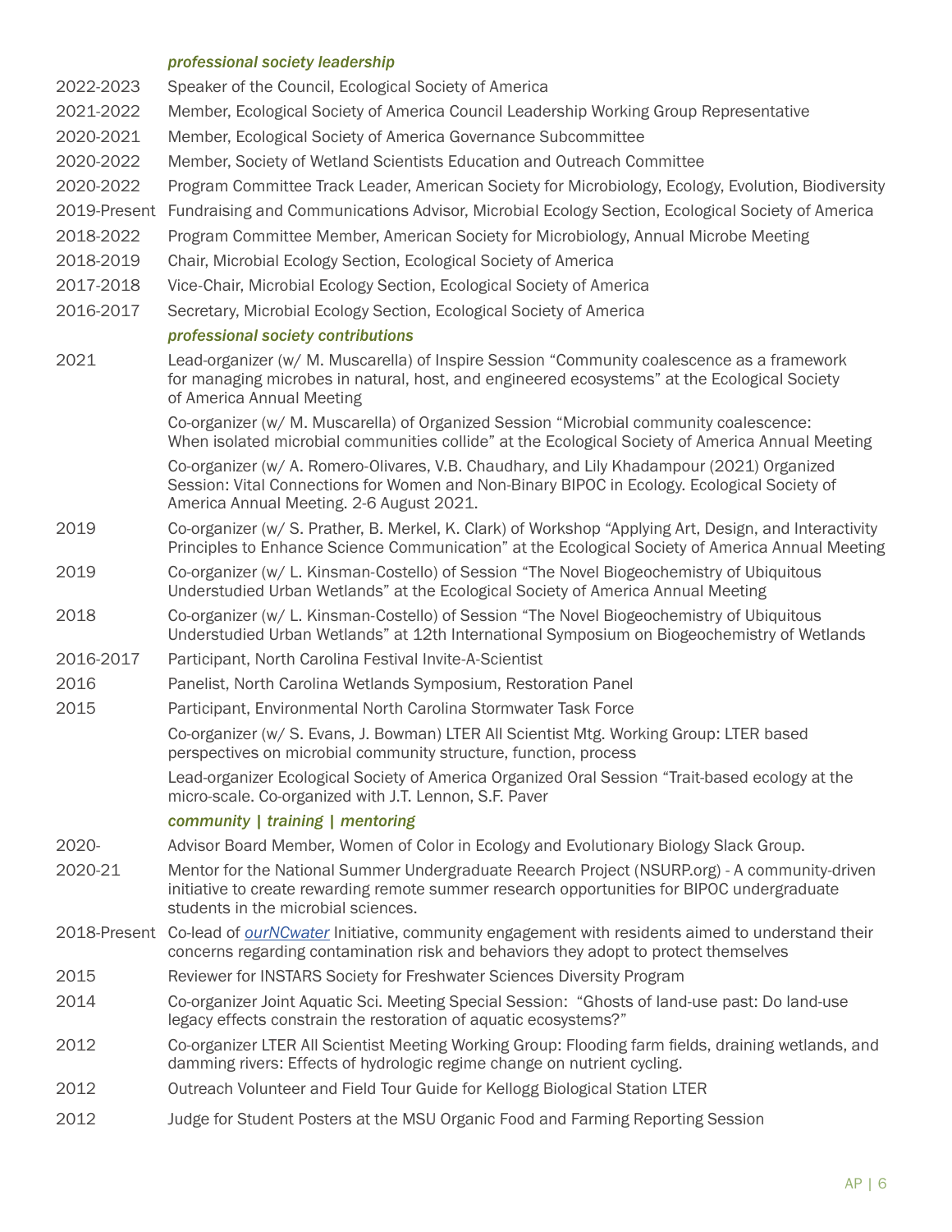### *professional society leadership*

2022-2023 Speaker of the Council, Ecological Society of America

2021-2022 Member, Ecological Society of America Council Leadership Working Group Representative

2020-2021 Member, Ecological Society of America Governance Subcommittee

2020-2022 Member, Society of Wetland Scientists Education and Outreach Committee

2020-2022 Program Committee Track Leader, American Society for Microbiology, Ecology, Evolution, Biodiversity

2019-Present Fundraising and Communications Advisor, Microbial Ecology Section, Ecological Society of America

2018-2022 Program Committee Member, American Society for Microbiology, Annual Microbe Meeting

2018-2019 Chair, Microbial Ecology Section, Ecological Society of America

2017-2018 Vice-Chair, Microbial Ecology Section, Ecological Society of America

2016-2017 Secretary, Microbial Ecology Section, Ecological Society of America

### *professional society contributions*

2021 Lead-organizer (w/ M. Muscarella) of Inspire Session "Community coalescence as a framework for managing microbes in natural, host, and engineered ecosystems" at the Ecological Society of America Annual Meeting

Co-organizer (w/ M. Muscarella) of Organized Session "Microbial community coalescence: When isolated microbial communities collide" at the Ecological Society of America Annual Meeting

Co-organizer (w/ A. Romero-Olivares, V.B. Chaudhary, and Lily Khadampour (2021) Organized Session: Vital Connections for Women and Non-Binary BIPOC in Ecology. Ecological Society of America Annual Meeting. 2-6 August 2021.

2019 Co-organizer (w/ S. Prather, B. Merkel, K. Clark) of Workshop "Applying Art, Design, and Interactivity Principles to Enhance Science Communication" at the Ecological Society of America Annual Meeting

2019 Co-organizer (w/ L. Kinsman-Costello) of Session "The Novel Biogeochemistry of Ubiquitous Understudied Urban Wetlands" at the Ecological Society of America Annual Meeting

2018 Co-organizer (w/ L. Kinsman-Costello) of Session "The Novel Biogeochemistry of Ubiquitous Understudied Urban Wetlands" at 12th International Symposium on Biogeochemistry of Wetlands

2016-2017 Participant, North Carolina Festival Invite-A-Scientist

2016 Panelist, North Carolina Wetlands Symposium, Restoration Panel

2015 Participant, Environmental North Carolina Stormwater Task Force

Co-organizer (w/ S. Evans, J. Bowman) LTER All Scientist Mtg. Working Group: LTER based perspectives on microbial community structure, function, process

Lead-organizer Ecological Society of America Organized Oral Session "Trait-based ecology at the micro-scale. Co-organized with J.T. Lennon, S.F. Paver

### *community | training | mentoring*

2020- Advisor Board Member, Women of Color in Ecology and Evolutionary Biology Slack Group.

2020-21 Mentor for the National Summer Undergraduate Reearch Project (NSURP.org) - A community-driven initiative to create rewarding remote summer research opportunities for BIPOC undergraduate students in the microbial sciences.

2018-Present Co-lead of *ourNCwater* Initiative, community engagement with residents aimed to understand their concerns regarding contamination risk and behaviors they adopt to protect themselves

2015 Reviewer for INSTARS Society for Freshwater Sciences Diversity Program

2014 Co-organizer Joint Aquatic Sci. Meeting Special Session: "Ghosts of land-use past: Do land-use legacy effects constrain the restoration of aquatic ecosystems?"

2012 Co-organizer LTER All Scientist Meeting Working Group: Flooding farm fields, draining wetlands, and damming rivers: Effects of hydrologic regime change on nutrient cycling.

2012 Outreach Volunteer and Field Tour Guide for Kellogg Biological Station LTER

2012 Judge for Student Posters at the MSU Organic Food and Farming Reporting Session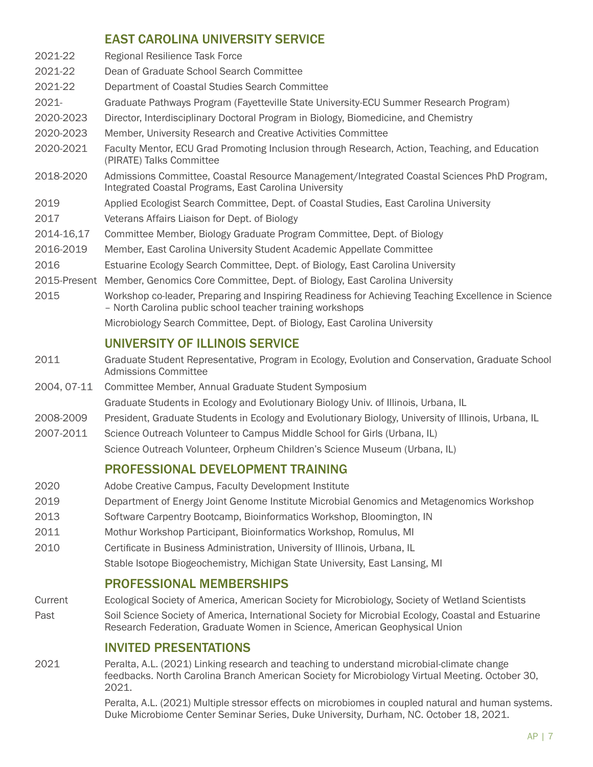## EAST CAROLINA UNIVERSITY SERVICE

2021-22 Regional Resilience Task Force

2021-22 Dean of Graduate School Search Committee

2021-22 Department of Coastal Studies Search Committee

2021- Graduate Pathways Program (Fayetteville State University-ECU Summer Research Program)

2020-2023 Director, Interdisciplinary Doctoral Program in Biology, Biomedicine, and Chemistry

2020-2023 Member, University Research and Creative Activities Committee

2020-2021 Faculty Mentor, ECU Grad Promoting Inclusion through Research, Action, Teaching, and Education (PIRATE) Talks Committee

2018-2020 Admissions Committee, Coastal Resource Management/Integrated Coastal Sciences PhD Program, Integrated Coastal Programs, East Carolina University

2019 Applied Ecologist Search Committee, Dept. of Coastal Studies, East Carolina University

2017 Veterans Affairs Liaison for Dept. of Biology

2014-16,17 Committee Member, Biology Graduate Program Committee, Dept. of Biology

2016-2019 Member, East Carolina University Student Academic Appellate Committee

2016 Estuarine Ecology Search Committee, Dept. of Biology, East Carolina University

2015-Present Member, Genomics Core Committee, Dept. of Biology, East Carolina University

2015 Workshop co-leader, Preparing and Inspiring Readiness for Achieving Teaching Excellence in Science – North Carolina public school teacher training workshops

Microbiology Search Committee, Dept. of Biology, East Carolina University

## UNIVERSITY OF ILLINOIS SERVICE

2011 Graduate Student Representative, Program in Ecology, Evolution and Conservation, Graduate School Admissions Committee

2004, 07-11 Committee Member, Annual Graduate Student Symposium

Graduate Students in Ecology and Evolutionary Biology Univ. of Illinois, Urbana, IL

2008-2009 President, Graduate Students in Ecology and Evolutionary Biology, University of Illinois, Urbana, IL

2007-2011 Science Outreach Volunteer to Campus Middle School for Girls (Urbana, IL)

Science Outreach Volunteer, Orpheum Children's Science Museum (Urbana, IL)

## PROFESSIONAL DEVELOPMENT TRAINING

2020 Adobe Creative Campus, Faculty Development Institute

2019 Department of Energy Joint Genome Institute Microbial Genomics and Metagenomics Workshop

2013 Software Carpentry Bootcamp, Bioinformatics Workshop, Bloomington, IN

2011 Mothur Workshop Participant, Bioinformatics Workshop, Romulus, MI

2010 Certificate in Business Administration, University of Illinois, Urbana, IL

Stable Isotope Biogeochemistry, Michigan State University, East Lansing, MI

## PROFESSIONAL MEMBERSHIPS

Current Ecological Society of America, American Society for Microbiology, Society of Wetland Scientists

Past Soil Science Society of America, International Society for Microbial Ecology, Coastal and Estuarine Research Federation, Graduate Women in Science, American Geophysical Union

## INVITED PRESENTATIONS

2021 Peralta, A.L. (2021) Linking research and teaching to understand microbial-climate change feedbacks. North Carolina Branch American Society for Microbiology Virtual Meeting. October 30, 2021.

Peralta, A.L. (2021) Multiple stressor effects on microbiomes in coupled natural and human systems. Duke Microbiome Center Seminar Series, Duke University, Durham, NC. October 18, 2021.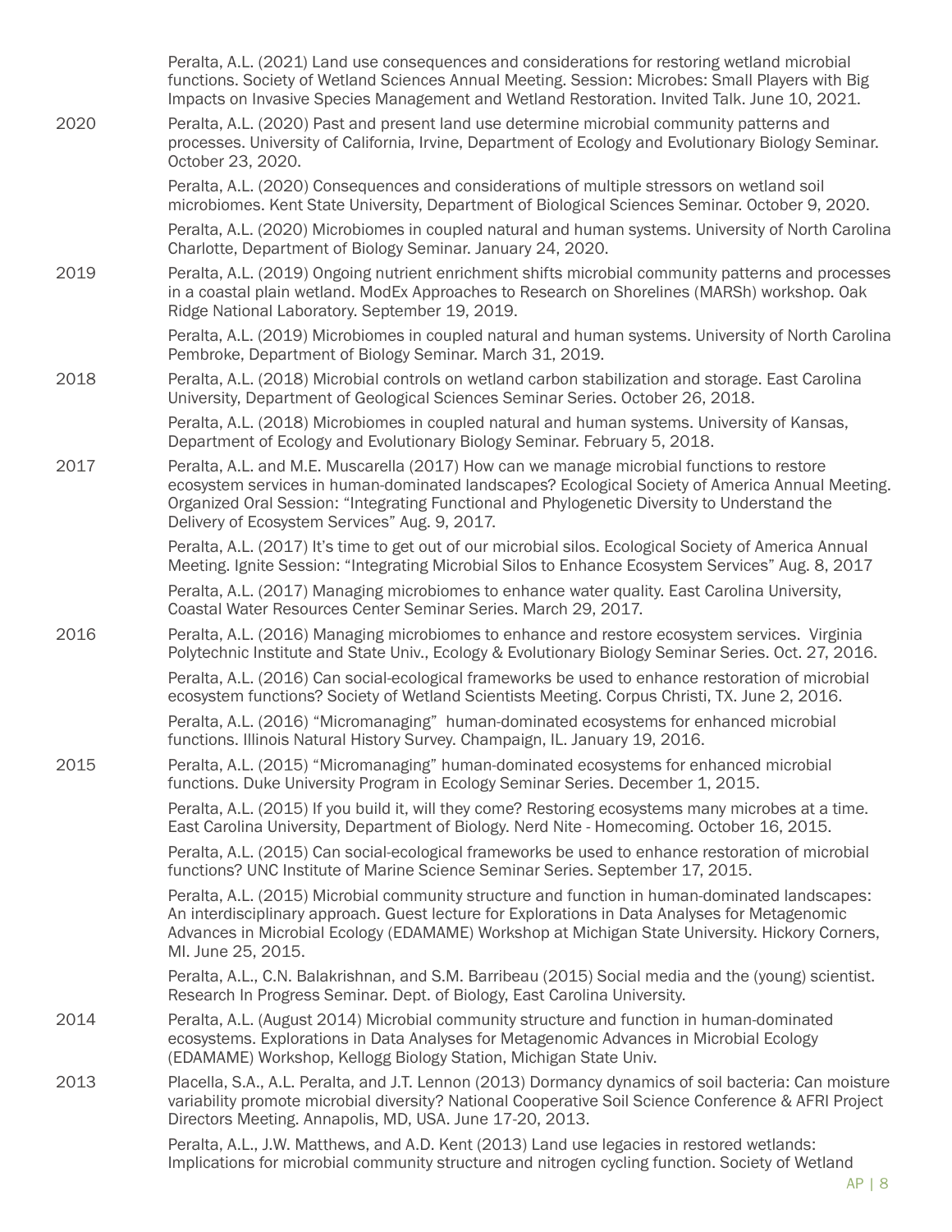Peralta, A.L. (2021) Land use consequences and considerations for restoring wetland microbial functions. Society of Wetland Sciences Annual Meeting. Session: Microbes: Small Players with Big Impacts on Invasive Species Management and Wetland Restoration. Invited Talk. June 10, 2021.

**2020**

Peralta, A.L. (2020) Past and present land use determine microbial community patterns and processes. University of California, Irvine, Department of Ecology and Evolutionary Biology Seminar. October 23, 2020.

Peralta, A.L. (2020) Consequences and considerations of multiple stressors on wetland soil microbiomes. Kent State University, Department of Biological Sciences Seminar. October 9, 2020.

Peralta, A.L. (2020) Microbiomes in coupled natural and human systems. University of North Carolina Charlotte, Department of Biology Seminar. January 24, 2020.

**2019**

Peralta, A.L. (2019) Ongoing nutrient enrichment shifts microbial community patterns and processes in a coastal plain wetland. ModEx Approaches to Research on Shorelines (MARSh) workshop. Oak Ridge National Laboratory. September 19, 2019.

Peralta, A.L. (2019) Microbiomes in coupled natural and human systems. University of North Carolina Pembroke, Department of Biology Seminar. March 31, 2019.

**2018**

Peralta, A.L. (2018) Microbial controls on wetland carbon stabilization and storage. East Carolina University, Department of Geological Sciences Seminar Series. October 26, 2018.

Peralta, A.L. (2018) Microbiomes in coupled natural and human systems. University of Kansas, Department of Ecology and Evolutionary Biology Seminar. February 5, 2018.

**2017**

Peralta, A.L. and M.E. Muscarella (2017) How can we manage microbial functions to restore ecosystem services in human-dominated landscapes? Ecological Society of America Annual Meeting. Organized Oral Session: "Integrating Functional and Phylogenetic Diversity to Understand the Delivery of Ecosystem Services" Aug. 9, 2017.

Peralta, A.L. (2017) It's time to get out of our microbial silos. Ecological Society of America Annual Meeting. Ignite Session: "Integrating Microbial Silos to Enhance Ecosystem Services" Aug. 8, 2017

Peralta, A.L. (2017) Managing microbiomes to enhance water quality. East Carolina University, Coastal Water Resources Center Seminar Series. March 29, 2017.

**2016**

Peralta, A.L. (2016) Managing microbiomes to enhance and restore ecosystem services. Virginia Polytechnic Institute and State Univ., Ecology & Evolutionary Biology Seminar Series. Oct. 27, 2016.

Peralta, A.L. (2016) Can social-ecological frameworks be used to enhance restoration of microbial ecosystem functions? Society of Wetland Scientists Meeting. Corpus Christi, TX. June 2, 2016.

Peralta, A.L. (2016) "Micromanaging" human-dominated ecosystems for enhanced microbial functions. Illinois Natural History Survey. Champaign, IL. January 19, 2016.

**2015**

Peralta, A.L. (2015) "Micromanaging" human-dominated ecosystems for enhanced microbial functions. Duke University Program in Ecology Seminar Series. December 1, 2015.

Peralta, A.L. (2015) If you build it, will they come? Restoring ecosystems many microbes at a time. East Carolina University, Department of Biology. Nerd Nite - Homecoming. October 16, 2015.

Peralta, A.L. (2015) Can social-ecological frameworks be used to enhance restoration of microbial functions? UNC Institute of Marine Science Seminar Series. September 17, 2015.

Peralta, A.L. (2015) Microbial community structure and function in human-dominated landscapes: An interdisciplinary approach. Guest lecture for Explorations in Data Analyses for Metagenomic Advances in Microbial Ecology (EDAMAME) Workshop at Michigan State University. Hickory Corners, MI. June 25, 2015.

Peralta, A.L., C.N. Balakrishnan, and S.M. Barribeau (2015) Social media and the (young) scientist. Research In Progress Seminar. Dept. of Biology, East Carolina University.

**2014**

Peralta, A.L. (August 2014) Microbial community structure and function in human-dominated ecosystems. Explorations in Data Analyses for Metagenomic Advances in Microbial Ecology (EDAMAME) Workshop, Kellogg Biology Station, Michigan State Univ.

**2013**

Placella, S.A., A.L. Peralta, and J.T. Lennon (2013) Dormancy dynamics of soil bacteria: Can moisture variability promote microbial diversity? National Cooperative Soil Science Conference & AFRI Project Directors Meeting. Annapolis, MD, USA. June 17-20, 2013.

Peralta, A.L., J.W. Matthews, and A.D. Kent (2013) Land use legacies in restored wetlands: Implications for microbial community structure and nitrogen cycling function. Society of Wetland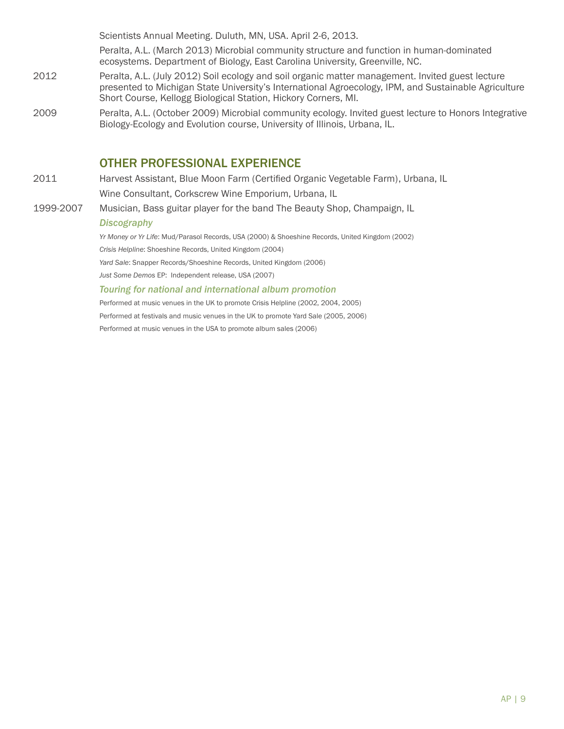Scientists Annual Meeting. Duluth, MN, USA. April 2-6, 2013.

Peralta, A.L. (March 2013) Microbial community structure and function in human-dominated ecosystems. Department of Biology, East Carolina University, Greenville, NC.

2012 Peralta, A.L. (July 2012) Soil ecology and soil organic matter management. Invited guest lecture presented to Michigan State University's International Agroecology, IPM, and Sustainable Agriculture Short Course, Kellogg Biological Station, Hickory Corners, MI.

2009 Peralta, A.L. (October 2009) Microbial community ecology. Invited guest lecture to Honors Integrative Biology-Ecology and Evolution course, University of Illinois, Urbana, IL.

## OTHER PROFESSIONAL EXPERIENCE

2011 Harvest Assistant, Blue Moon Farm (Certified Organic Vegetable Farm), Urbana, IL

Wine Consultant, Corkscrew Wine Emporium, Urbana, IL

1999-2007 Musician, Bass guitar player for the band The Beauty Shop, Champaign, IL

### *Discography*

*Yr Money or Yr Life*: Mud/Parasol Records, USA (2000) & Shoeshine Records, United Kingdom (2002)

*Crisis Helpline*: Shoeshine Records, United Kingdom (2004)

*Yard Sale*: Snapper Records/Shoeshine Records, United Kingdom (2006)

*Just Some Demos* EP: Independent release, USA (2007)

### *Touring for national and international album promotion*

Performed at music venues in the UK to promote Crisis Helpline (2002, 2004, 2005)

Performed at festivals and music venues in the UK to promote Yard Sale (2005, 2006)

Performed at music venues in the USA to promote album sales (2006)